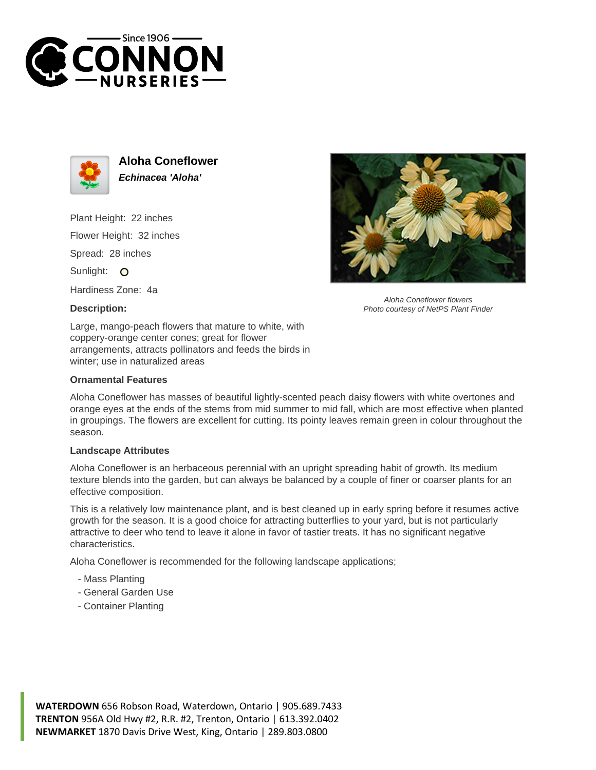# Aloha Coneflower

***Echinacea 'Aloha'***

Plant Height: 22 inches

Flower Height: 32 inches

Spread: 28 inches

Sunlight: O

Hardiness Zone: 4a

*Aloha Coneflower flowers*
*Photo courtesy of NetPS Plant Finder*

**Description:**

Large, mango-peach flowers that mature to white, with coppery-orange center cones; great for flower arrangements, attracts pollinators and feeds the birds in winter; use in naturalized areas

**Ornamental Features**

Aloha Coneflower has masses of beautiful lightly-scented peach daisy flowers with white overtones and orange eyes at the ends of the stems from mid summer to mid fall, which are most effective when planted in groupings. The flowers are excellent for cutting. Its pointy leaves remain green in colour throughout the season.

**Landscape Attributes**

Aloha Coneflower is an herbaceous perennial with an upright spreading habit of growth. Its medium texture blends into the garden, but can always be balanced by a couple of finer or coarser plants for an effective composition.

This is a relatively low maintenance plant, and is best cleaned up in early spring before it resumes active growth for the season. It is a good choice for attracting butterflies to your yard, but is not particularly attractive to deer who tend to leave it alone in favor of tastier treats. It has no significant negative characteristics.

Aloha Coneflower is recommended for the following landscape applications;

- Mass Planting
- General Garden Use
- Container Planting

**WATERDOWN** 656 Robson Road, Waterdown, Ontario | 905.689.7433
**TRENTON** 956A Old Hwy #2, R.R. #2, Trenton, Ontario | 613.392.0402
**NEWMARKET** 1870 Davis Drive West, King, Ontario | 289.803.0800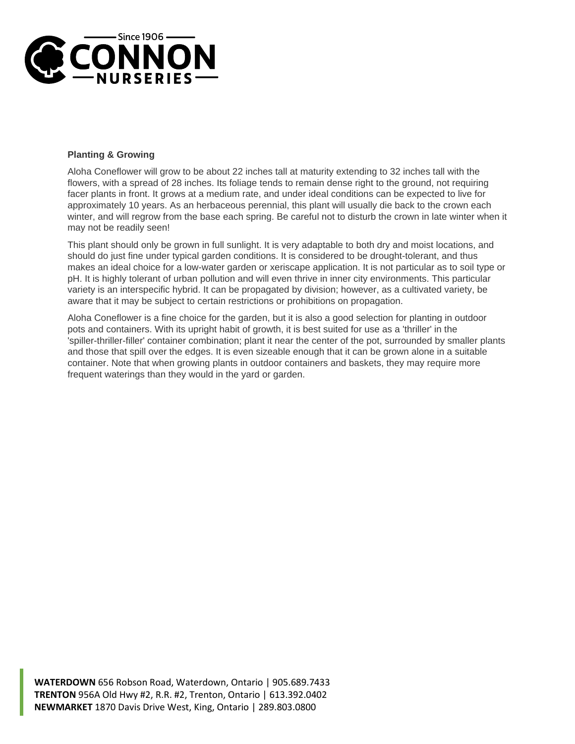## Planting & Growing

Aloha Coneflower will grow to be about 22 inches tall at maturity extending to 32 inches tall with the flowers, with a spread of 28 inches. Its foliage tends to remain dense right to the ground, not requiring facer plants in front. It grows at a medium rate, and under ideal conditions can be expected to live for approximately 10 years. As an herbaceous perennial, this plant will usually die back to the crown each winter, and will regrow from the base each spring. Be careful not to disturb the crown in late winter when it may not be readily seen!

This plant should only be grown in full sunlight. It is very adaptable to both dry and moist locations, and should do just fine under typical garden conditions. It is considered to be drought-tolerant, and thus makes an ideal choice for a low-water garden or xeriscape application. It is not particular as to soil type or pH. It is highly tolerant of urban pollution and will even thrive in inner city environments. This particular variety is an interspecific hybrid. It can be propagated by division; however, as a cultivated variety, be aware that it may be subject to certain restrictions or prohibitions on propagation.

Aloha Coneflower is a fine choice for the garden, but it is also a good selection for planting in outdoor pots and containers. With its upright habit of growth, it is best suited for use as a 'thriller' in the 'spiller-thriller-filler' container combination; plant it near the center of the pot, surrounded by smaller plants and those that spill over the edges. It is even sizeable enough that it can be grown alone in a suitable container. Note that when growing plants in outdoor containers and baskets, they may require more frequent waterings than they would in the yard or garden.